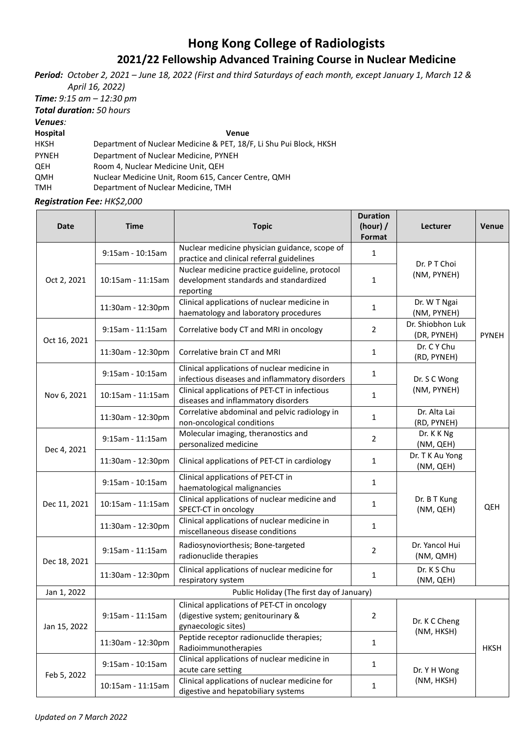# Hong Kong College of Radiologists

## 2021/22 Fellowship Advanced Training Course in Nuclear Medicine

***Period:*** *October 2, 2021 – June 18, 2022 (First and third Saturdays of each month, except January 1, March 12 & April 16, 2022)*

***Time:*** *9:15 am – 12:30 pm*

***Total duration:*** *50 hours*

***Venues:***

| Hospital | Venue |
|---|---|
| HKSH | Department of Nuclear Medicine & PET, 18/F, Li Shu Pui Block, HKSH |
| PYNEH | Department of Nuclear Medicine, PYNEH |
| QEH | Room 4, Nuclear Medicine Unit, QEH |
| QMH | Nuclear Medicine Unit, Room 615, Cancer Centre, QMH |
| TMH | Department of Nuclear Medicine, TMH |

***Registration Fee:*** *HK$2,000*

| Date | Time | Topic | Duration (hour) / Format | Lecturer | Venue |
|---|---|---|---|---|---|
| Oct 2, 2021 | 9:15am - 10:15am | Nuclear medicine physician guidance, scope of practice and clinical referral guidelines | 1 | Dr. P T Choi (NM, PYNEH) | PYNEH |
| | 10:15am - 11:15am | Nuclear medicine practice guideline, protocol development standards and standardized reporting | 1 | | |
| | 11:30am - 12:30pm | Clinical applications of nuclear medicine in haematology and laboratory procedures | 1 | Dr. W T Ngai (NM, PYNEH) | |
| Oct 16, 2021 | 9:15am - 11:15am | Correlative body CT and MRI in oncology | 2 | Dr. Shiobhon Luk (DR, PYNEH) | |
| | 11:30am - 12:30pm | Correlative brain CT and MRI | 1 | Dr. C Y Chu (RD, PYNEH) | |
| Nov 6, 2021 | 9:15am - 10:15am | Clinical applications of nuclear medicine in infectious diseases and inflammatory disorders | 1 | Dr. S C Wong (NM, PYNEH) | |
| | 10:15am - 11:15am | Clinical applications of PET-CT in infectious diseases and inflammatory disorders | 1 | | |
| | 11:30am - 12:30pm | Correlative abdominal and pelvic radiology in non-oncological conditions | 1 | Dr. Alta Lai (RD, PYNEH) | |
| Dec 4, 2021 | 9:15am - 11:15am | Molecular imaging, theranostics and personalized medicine | 2 | Dr. K K Ng (NM, QEH) | QEH |
| | 11:30am - 12:30pm | Clinical applications of PET-CT in cardiology | 1 | Dr. T K Au Yong (NM, QEH) | |
| Dec 11, 2021 | 9:15am - 10:15am | Clinical applications of PET-CT in haematological malignancies | 1 | Dr. B T Kung (NM, QEH) | |
| | 10:15am - 11:15am | Clinical applications of nuclear medicine and SPECT-CT in oncology | 1 | | |
| | 11:30am - 12:30pm | Clinical applications of nuclear medicine in miscellaneous disease conditions | 1 | | |
| Dec 18, 2021 | 9:15am - 11:15am | Radiosynoviorthesis; Bone-targeted radionuclide therapies | 2 | Dr. Yancol Hui (NM, QMH) | |
| | 11:30am - 12:30pm | Clinical applications of nuclear medicine for respiratory system | 1 | Dr. K S Chu (NM, QEH) | |
| Jan 1, 2022 | Public Holiday (The first day of January) | | | | |
| Jan 15, 2022 | 9:15am - 11:15am | Clinical applications of PET-CT in oncology (digestive system; genitourinary & gynaecologic sites) | 2 | Dr. K C Cheng (NM, HKSH) | HKSH |
| | 11:30am - 12:30pm | Peptide receptor radionuclide therapies; Radioimmunotherapies | 1 | | |
| Feb 5, 2022 | 9:15am - 10:15am | Clinical applications of nuclear medicine in acute care setting | 1 | Dr. Y H Wong (NM, HKSH) | |
| | 10:15am - 11:15am | Clinical applications of nuclear medicine for digestive and hepatobiliary systems | 1 | | |

*Updated on 7 March 2022*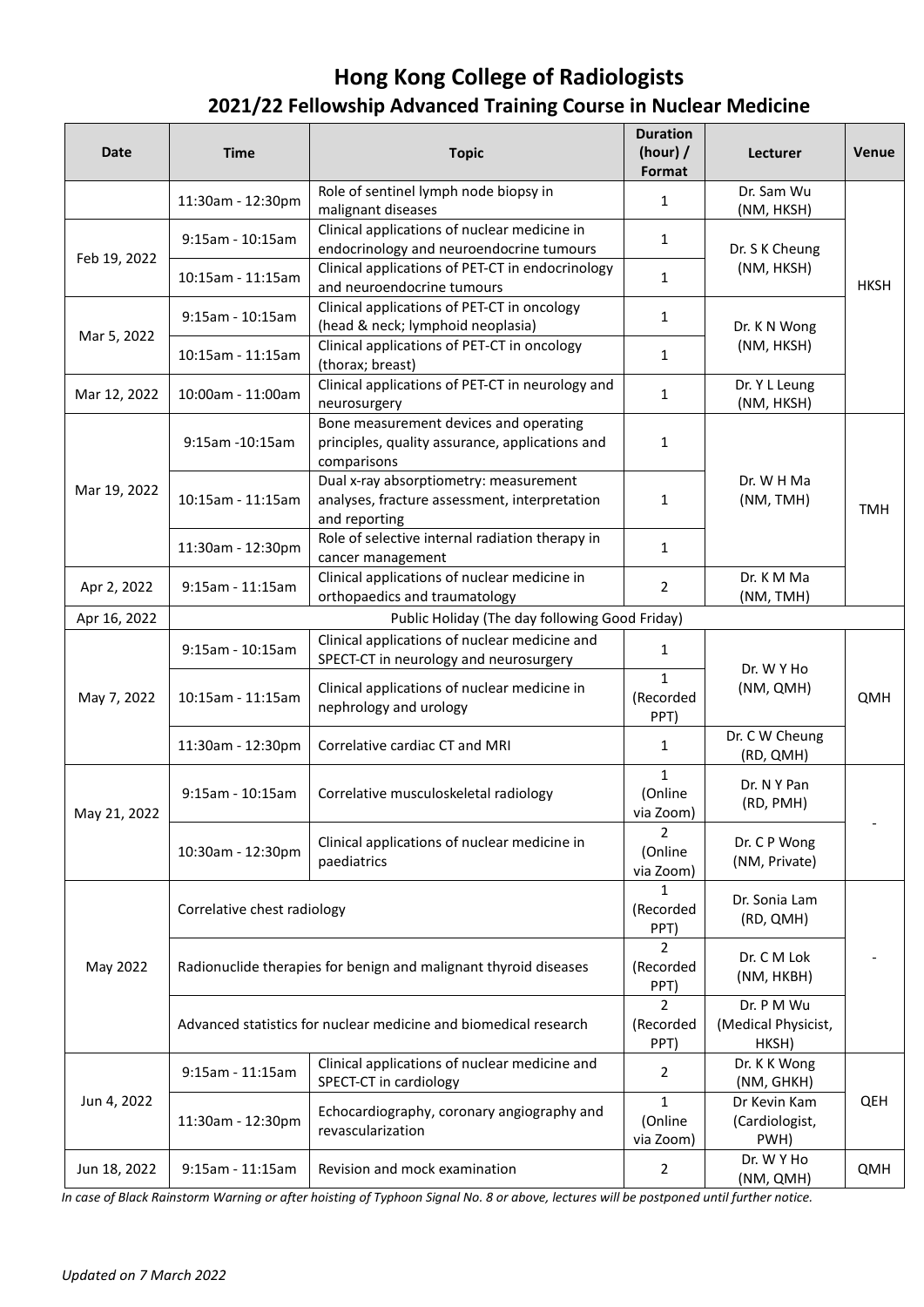# Hong Kong College of Radiologists

## 2021/22 Fellowship Advanced Training Course in Nuclear Medicine

| Date | Time | Topic | Duration (hour) / Format | Lecturer | Venue |
|---|---|---|---|---|---|
| | 11:30am - 12:30pm | Role of sentinel lymph node biopsy in malignant diseases | 1 | Dr. Sam Wu (NM, HKSH) | HKSH |
| Feb 19, 2022 | 9:15am - 10:15am | Clinical applications of nuclear medicine in endocrinology and neuroendocrine tumours | 1 | Dr. S K Cheung (NM, HKSH) | HKSH |
| Feb 19, 2022 | 10:15am - 11:15am | Clinical applications of PET-CT in endocrinology and neuroendocrine tumours | 1 | Dr. S K Cheung (NM, HKSH) | HKSH |
| Mar 5, 2022 | 9:15am - 10:15am | Clinical applications of PET-CT in oncology (head & neck; lymphoid neoplasia) | 1 | Dr. K N Wong (NM, HKSH) | HKSH |
| Mar 5, 2022 | 10:15am - 11:15am | Clinical applications of PET-CT in oncology (thorax; breast) | 1 | Dr. K N Wong (NM, HKSH) | HKSH |
| Mar 12, 2022 | 10:00am - 11:00am | Clinical applications of PET-CT in neurology and neurosurgery | 1 | Dr. Y L Leung (NM, HKSH) | HKSH |
| Mar 19, 2022 | 9:15am -10:15am | Bone measurement devices and operating principles, quality assurance, applications and comparisons | 1 | Dr. W H Ma (NM, TMH) | TMH |
| Mar 19, 2022 | 10:15am - 11:15am | Dual x-ray absorptiometry: measurement analyses, fracture assessment, interpretation and reporting | 1 | Dr. W H Ma (NM, TMH) | TMH |
| Mar 19, 2022 | 11:30am - 12:30pm | Role of selective internal radiation therapy in cancer management | 1 | Dr. W H Ma (NM, TMH) | TMH |
| Apr 2, 2022 | 9:15am - 11:15am | Clinical applications of nuclear medicine in orthopaedics and traumatology | 2 | Dr. K M Ma (NM, TMH) | TMH |
| Apr 16, 2022 | Public Holiday (The day following Good Friday) | | | | |
| May 7, 2022 | 9:15am - 10:15am | Clinical applications of nuclear medicine and SPECT-CT in neurology and neurosurgery | 1 | Dr. W Y Ho (NM, QMH) | QMH |
| May 7, 2022 | 10:15am - 11:15am | Clinical applications of nuclear medicine in nephrology and urology | 1 (Recorded PPT) | Dr. W Y Ho (NM, QMH) | QMH |
| May 7, 2022 | 11:30am - 12:30pm | Correlative cardiac CT and MRI | 1 | Dr. C W Cheung (RD, QMH) | QMH |
| May 21, 2022 | 9:15am - 10:15am | Correlative musculoskeletal radiology | 1 (Online via Zoom) | Dr. N Y Pan (RD, PMH) | - |
| May 21, 2022 | 10:30am - 12:30pm | Clinical applications of nuclear medicine in paediatrics | 2 (Online via Zoom) | Dr. C P Wong (NM, Private) | - |
| May 2022 | Correlative chest radiology | | 1 (Recorded PPT) | Dr. Sonia Lam (RD, QMH) | - |
| May 2022 | Radionuclide therapies for benign and malignant thyroid diseases | | 2 (Recorded PPT) | Dr. C M Lok (NM, HKBH) | - |
| May 2022 | Advanced statistics for nuclear medicine and biomedical research | | 2 (Recorded PPT) | Dr. P M Wu (Medical Physicist, HKSH) | - |
| Jun 4, 2022 | 9:15am - 11:15am | Clinical applications of nuclear medicine and SPECT-CT in cardiology | 2 | Dr. K K Wong (NM, GHKH) | QEH |
| Jun 4, 2022 | 11:30am - 12:30pm | Echocardiography, coronary angiography and revascularization | 1 (Online via Zoom) | Dr Kevin Kam (Cardiologist, PWH) | QEH |
| Jun 18, 2022 | 9:15am - 11:15am | Revision and mock examination | 2 | Dr. W Y Ho (NM, QMH) | QMH |

*In case of Black Rainstorm Warning or after hoisting of Typhoon Signal No. 8 or above, lectures will be postponed until further notice.*

*Updated on 7 March 2022*